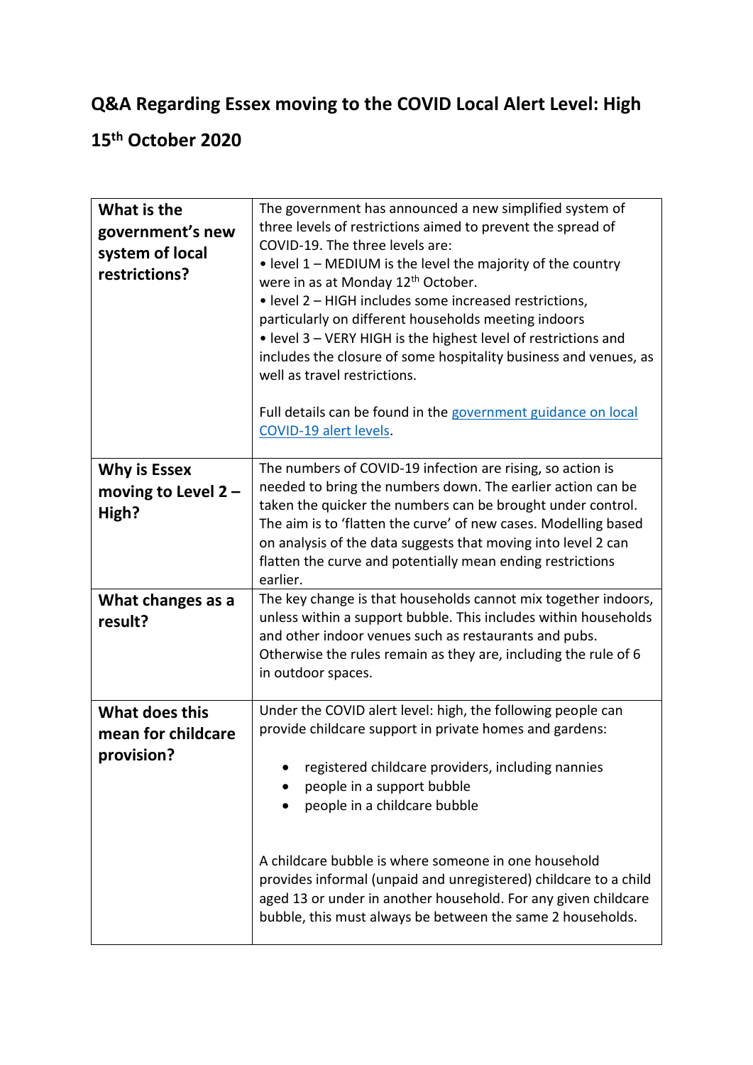# Q&A Regarding Essex moving to the COVID Local Alert Level: High

## 15th October 2020

| | |
|---|---|
| **What is the government's new system of local restrictions?** | The government has announced a new simplified system of three levels of restrictions aimed to prevent the spread of COVID-19. The three levels are:<br>• level 1 – MEDIUM is the level the majority of the country were in as at Monday 12th October.<br>• level 2 – HIGH includes some increased restrictions, particularly on different households meeting indoors<br>• level 3 – VERY HIGH is the highest level of restrictions and includes the closure of some hospitality business and venues, as well as travel restrictions.<br><br>Full details can be found in the government guidance on local COVID-19 alert levels. |
| **Why is Essex moving to Level 2 – High?** | The numbers of COVID-19 infection are rising, so action is needed to bring the numbers down. The earlier action can be taken the quicker the numbers can be brought under control. The aim is to 'flatten the curve' of new cases. Modelling based on analysis of the data suggests that moving into level 2 can flatten the curve and potentially mean ending restrictions earlier. |
| **What changes as a result?** | The key change is that households cannot mix together indoors, unless within a support bubble. This includes within households and other indoor venues such as restaurants and pubs. Otherwise the rules remain as they are, including the rule of 6 in outdoor spaces. |
| **What does this mean for childcare provision?** | Under the COVID alert level: high, the following people can provide childcare support in private homes and gardens:<br><br>• registered childcare providers, including nannies<br>• people in a support bubble<br>• people in a childcare bubble<br><br>A childcare bubble is where someone in one household provides informal (unpaid and unregistered) childcare to a child aged 13 or under in another household. For any given childcare bubble, this must always be between the same 2 households. |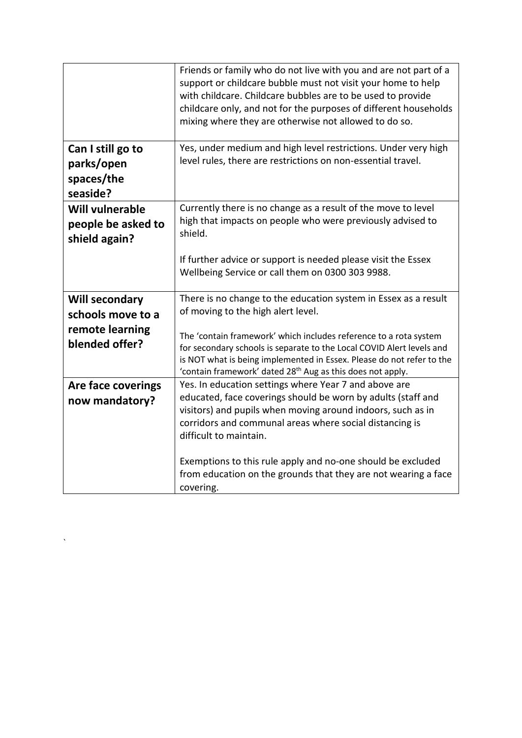| | |
|---|---|
| | Friends or family who do not live with you and are not part of a support or childcare bubble must not visit your home to help with childcare. Childcare bubbles are to be used to provide childcare only, and not for the purposes of different households mixing where they are otherwise not allowed to do so. |
| **Can I still go to parks/open spaces/the seaside?** | Yes, under medium and high level restrictions. Under very high level rules, there are restrictions on non-essential travel. |
| **Will vulnerable people be asked to shield again?** | Currently there is no change as a result of the move to level high that impacts on people who were previously advised to shield.<br><br>If further advice or support is needed please visit the Essex Wellbeing Service or call them on 0300 303 9988. |
| **Will secondary schools move to a remote learning blended offer?** | There is no change to the education system in Essex as a result of moving to the high alert level.<br><br>The 'contain framework' which includes reference to a rota system for secondary schools is separate to the Local COVID Alert levels and is NOT what is being implemented in Essex. Please do not refer to the 'contain framework' dated 28th Aug as this does not apply. |
| **Are face coverings now mandatory?** | Yes. In education settings where Year 7 and above are educated, face coverings should be worn by adults (staff and visitors) and pupils when moving around indoors, such as in corridors and communal areas where social distancing is difficult to maintain.<br><br>Exemptions to this rule apply and no-one should be excluded from education on the grounds that they are not wearing a face covering. |